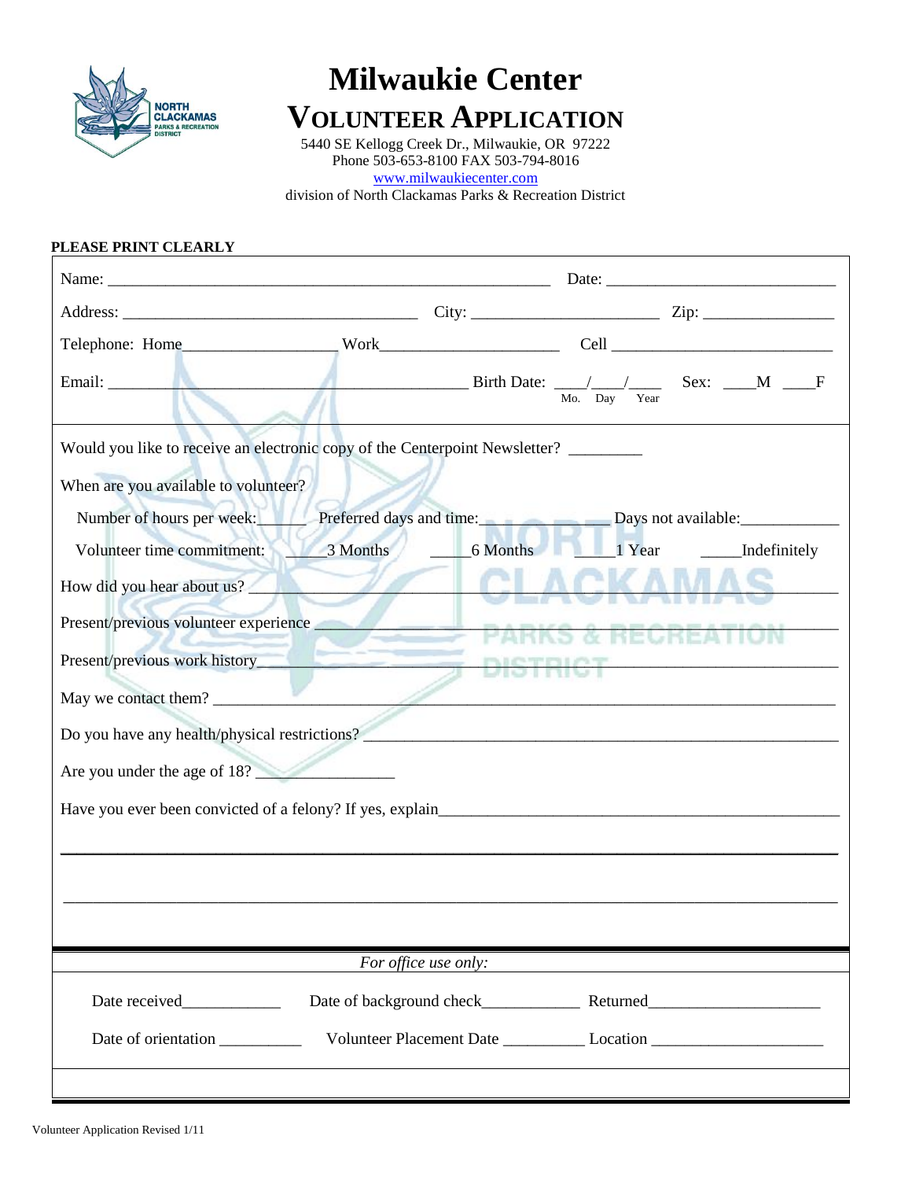# Milwaukie Center

## VOLUNTEER APPLICATION

5440 SE Kellogg Creek Dr., Milwaukie, OR 97222
Phone 503-653-8100 FAX 503-794-8016
www.milwaukiecenter.com
division of North Clackamas Parks & Recreation District

**PLEASE PRINT CLEARLY**

Name: ______________________________________________ Date: ________________________

Address: ______________________________ City: ___________________ Zip: _____________

Telephone: Home________________ Work___________________ Cell _______________________

Email: ______________________________________ Birth Date: ___/___/___ (Mo. Day Year) Sex: ____M ____F

Would you like to receive an electronic copy of the Centerpoint Newsletter? ________

When are you available to volunteer?

Number of hours per week:______ Preferred days and time:______________ Days not available:___________

Volunteer time commitment: _____3 Months _____6 Months _____1 Year _____Indefinitely

How did you hear about us? ____________________________________________________________

Present/previous volunteer experience ___________________________________________________

Present/previous work history___________________________________________________________

May we contact them? _________________________________________________________________

Do you have any health/physical restrictions? ______________________________________________

Are you under the age of 18? _______________

Have you ever been convicted of a felony? If yes, explain________________________________________

_______________________________________________________________________________

_______________________________________________________________________________

*For office use only:*

Date received___________ Date of background check___________ Returned____________________

Date of orientation _________ Volunteer Placement Date _________ Location ____________________

Volunteer Application Revised 1/11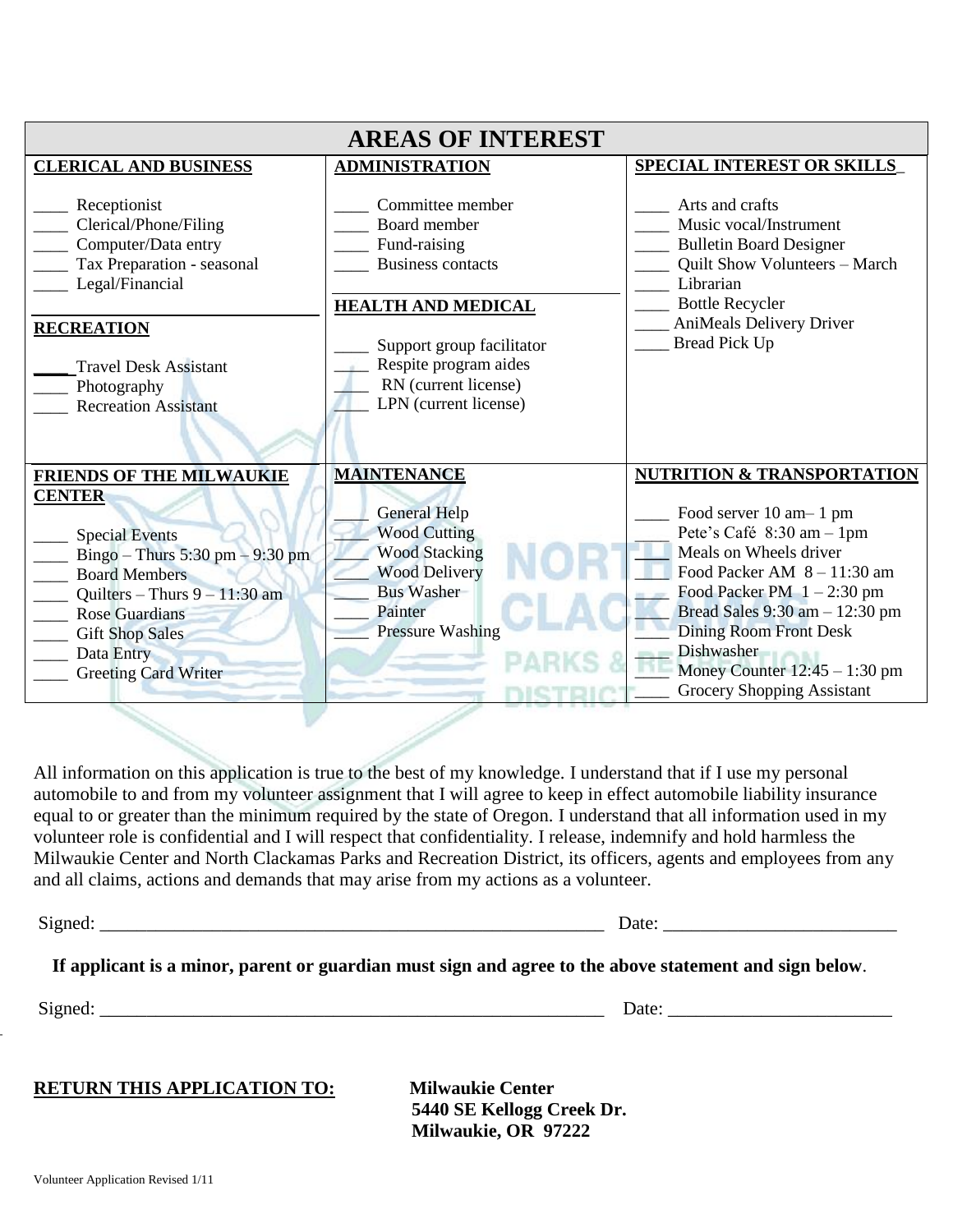## AREAS OF INTEREST

**CLERICAL AND BUSINESS**

- ____ Receptionist
- ____ Clerical/Phone/Filing
- ____ Computer/Data entry
- ____ Tax Preparation - seasonal
- ____ Legal/Financial

**RECREATION**

- ____ Travel Desk Assistant
- ____ Photography
- ____ Recreation Assistant

**ADMINISTRATION**

- ____ Committee member
- ____ Board member
- ____ Fund-raising
- ____ Business contacts

**HEALTH AND MEDICAL**

- ____ Support group facilitator
- ____ Respite program aides
- ____ RN (current license)
- ____ LPN (current license)

**SPECIAL INTEREST OR SKILLS**

- ____ Arts and crafts
- ____ Music vocal/Instrument
- ____ Bulletin Board Designer
- ____ Quilt Show Volunteers – March
- ____ Librarian
- ____ Bottle Recycler
- ____ AniMeals Delivery Driver
- ____ Bread Pick Up

**FRIENDS OF THE MILWAUKIE CENTER**

- ____ Special Events
- ____ Bingo – Thurs 5:30 pm – 9:30 pm
- ____ Board Members
- ____ Quilters – Thurs 9 – 11:30 am
- ____ Rose Guardians
- ____ Gift Shop Sales
- ____ Data Entry
- ____ Greeting Card Writer

**MAINTENANCE**

- ____ General Help
- ____ Wood Cutting
- ____ Wood Stacking
- ____ Wood Delivery
- ____ Bus Washer
- ____ Painter
- ____ Pressure Washing

**NUTRITION & TRANSPORTATION**

- ____ Food server 10 am– 1 pm
- ____ Pete's Café 8:30 am – 1pm
- ____ Meals on Wheels driver
- ____ Food Packer AM 8 – 11:30 am
- ____ Food Packer PM 1 – 2:30 pm
- ____ Bread Sales 9:30 am – 12:30 pm
- ____ Dining Room Front Desk
- ____ Dishwasher
- ____ Money Counter 12:45 – 1:30 pm
- ____ Grocery Shopping Assistant

All information on this application is true to the best of my knowledge. I understand that if I use my personal automobile to and from my volunteer assignment that I will agree to keep in effect automobile liability insurance equal to or greater than the minimum required by the state of Oregon. I understand that all information used in my volunteer role is confidential and I will respect that confidentiality. I release, indemnify and hold harmless the Milwaukie Center and North Clackamas Parks and Recreation District, its officers, agents and employees from any and all claims, actions and demands that may arise from my actions as a volunteer.

Signed: ________________________________________________________ Date: __________________________

**If applicant is a minor, parent or guardian must sign and agree to the above statement and sign below**.

Signed: ________________________________________________________ Date: __________________________

**RETURN THIS APPLICATION TO:** **Milwaukie Center**
**5440 SE Kellogg Creek Dr.**
**Milwaukie, OR 97222**

Volunteer Application Revised 1/11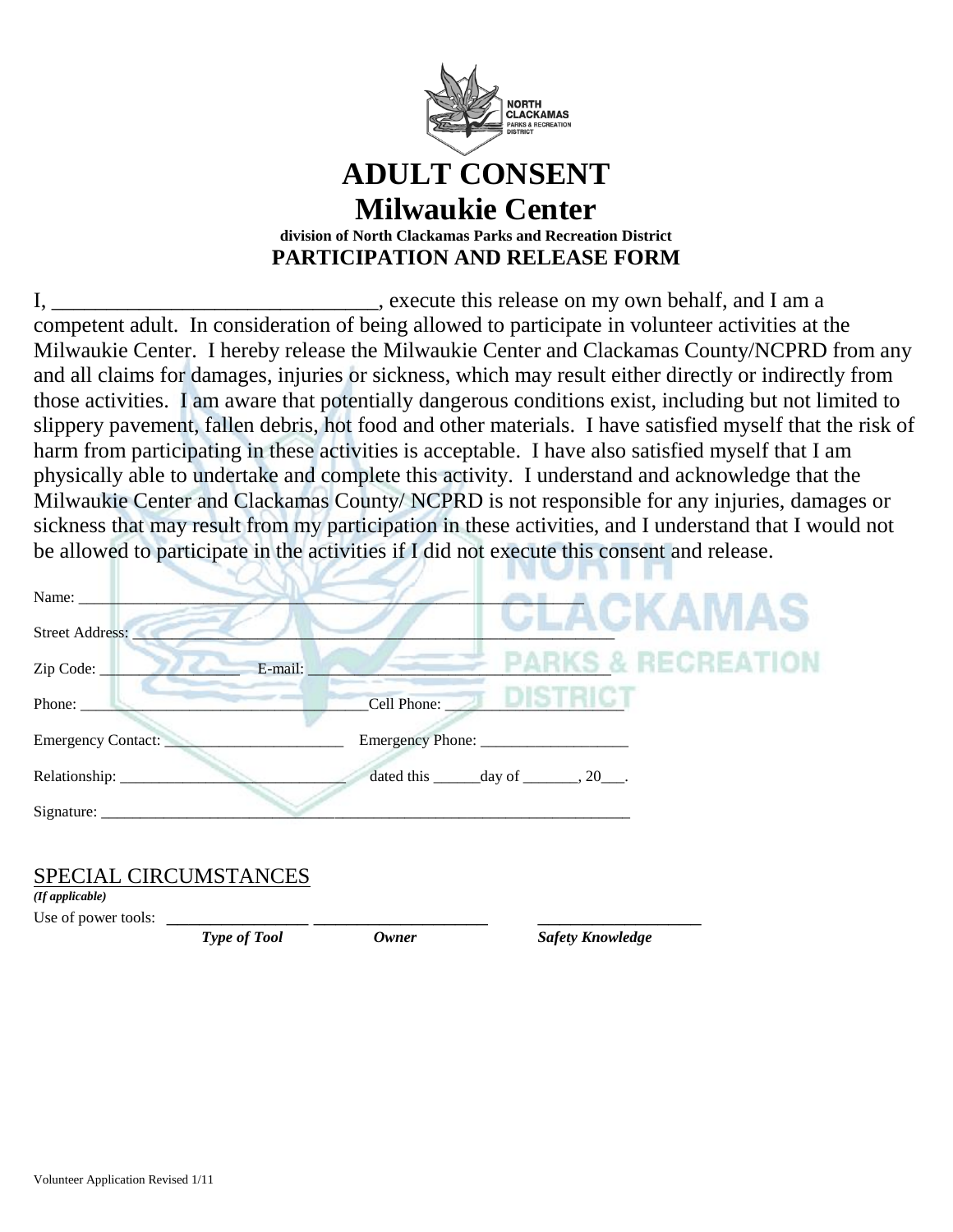NORTH CLACKAMAS PARKS & RECREATION DISTRICT

# ADULT CONSENT
# Milwaukie Center

**division of North Clackamas Parks and Recreation District**

## PARTICIPATION AND RELEASE FORM

I, _______________________________, execute this release on my own behalf, and I am a competent adult. In consideration of being allowed to participate in volunteer activities at the Milwaukie Center. I hereby release the Milwaukie Center and Clackamas County/NCPRD from any and all claims for damages, injuries or sickness, which may result either directly or indirectly from those activities. I am aware that potentially dangerous conditions exist, including but not limited to slippery pavement, fallen debris, hot food and other materials. I have satisfied myself that the risk of harm from participating in these activities is acceptable. I have also satisfied myself that I am physically able to undertake and complete this activity. I understand and acknowledge that the Milwaukie Center and Clackamas County/ NCPRD is not responsible for any injuries, damages or sickness that may result from my participation in these activities, and I understand that I would not be allowed to participate in the activities if I did not execute this consent and release.

Name: ___________________________________________________________

Street Address: ____________________________________________________

Zip Code: ________________ E-mail: __________________________________

Phone: ________________________________ Cell Phone: ___________________

Emergency Contact: ______________________ Emergency Phone: __________________

Relationship: ____________________________ dated this ______day of _______, 20___.

Signature: ________________________________________________________________

SPECIAL CIRCUMSTANCES

***(If applicable)***

Use of power tools: ________________ ___________________ __________________

***Type of Tool*** ***Owner*** ***Safety Knowledge***

Volunteer Application Revised 1/11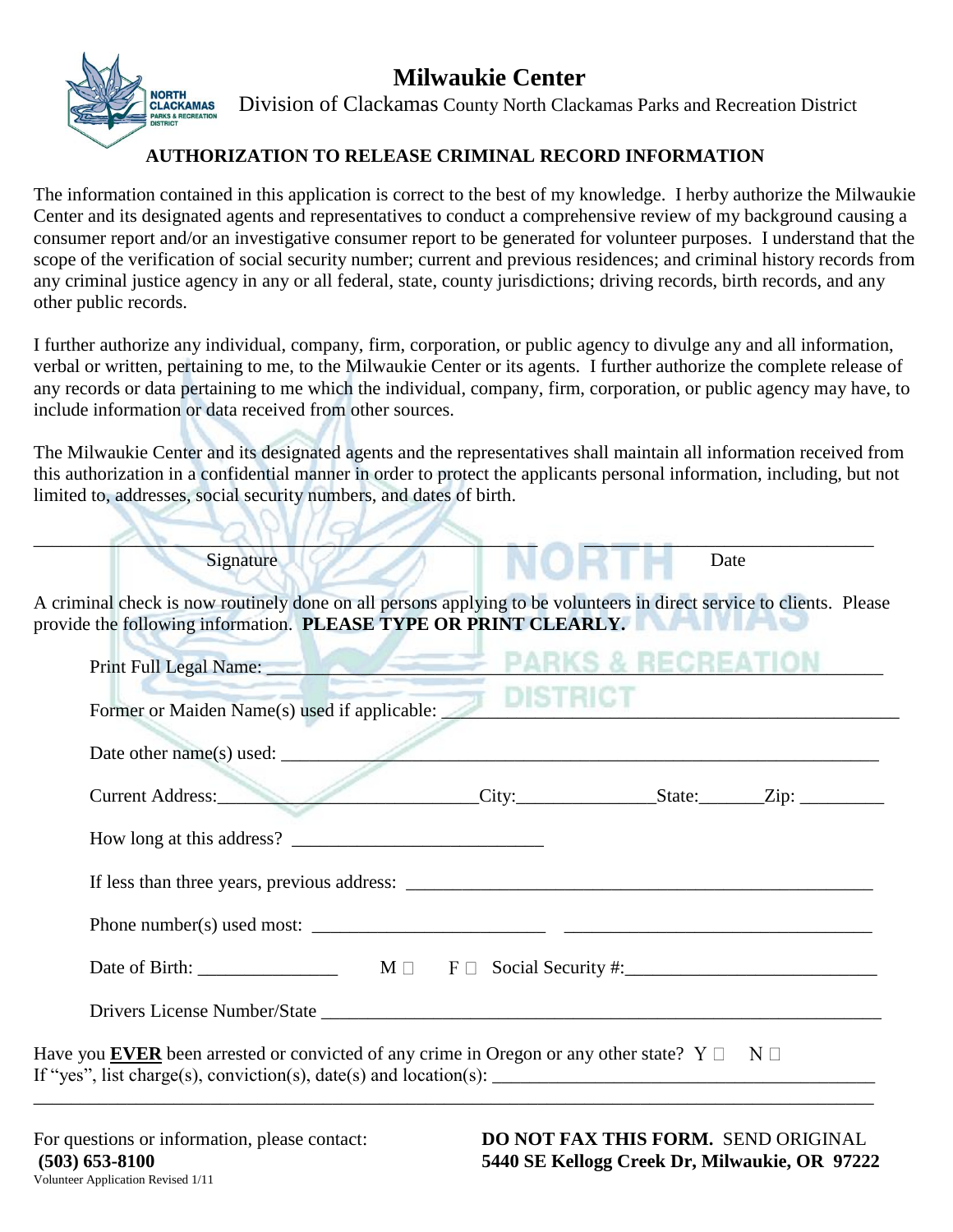# Milwaukie Center

Division of Clackamas County North Clackamas Parks and Recreation District

## AUTHORIZATION TO RELEASE CRIMINAL RECORD INFORMATION

The information contained in this application is correct to the best of my knowledge. I herby authorize the Milwaukie Center and its designated agents and representatives to conduct a comprehensive review of my background causing a consumer report and/or an investigative consumer report to be generated for volunteer purposes. I understand that the scope of the verification of social security number; current and previous residences; and criminal history records from any criminal justice agency in any or all federal, state, county jurisdictions; driving records, birth records, and any other public records.

I further authorize any individual, company, firm, corporation, or public agency to divulge any and all information, verbal or written, pertaining to me, to the Milwaukie Center or its agents. I further authorize the complete release of any records or data pertaining to me which the individual, company, firm, corporation, or public agency may have, to include information or data received from other sources.

The Milwaukie Center and its designated agents and the representatives shall maintain all information received from this authorization in a confidential manner in order to protect the applicants personal information, including, but not limited to, addresses, social security numbers, and dates of birth.

_______________________________________________ &nbsp;&nbsp;&nbsp; ______________________________
Signature &nbsp;&nbsp;&nbsp;&nbsp;&nbsp;&nbsp;&nbsp;&nbsp;&nbsp;&nbsp;&nbsp;&nbsp;&nbsp;&nbsp;&nbsp;&nbsp;&nbsp;&nbsp;&nbsp;&nbsp;&nbsp;&nbsp;&nbsp;&nbsp;&nbsp;&nbsp;&nbsp;&nbsp;&nbsp;&nbsp;&nbsp;&nbsp;&nbsp;&nbsp;&nbsp;&nbsp;&nbsp;&nbsp;&nbsp;&nbsp; Date

A criminal check is now routinely done on all persons applying to be volunteers in direct service to clients. Please provide the following information. **PLEASE TYPE OR PRINT CLEARLY.**

Print Full Legal Name: ______________________________________________________________

Former or Maiden Name(s) used if applicable: ______________________________________________

Date other name(s) used: ____________________________________________________________

Current Address:____________________________City:_______________State:_______Zip: _________

How long at this address? ___________________________

If less than three years, previous address: _______________________________________________

Phone number(s) used most: _________________________ ________________________________

Date of Birth: _______________ M ☐ F ☐ Social Security #:___________________________

Drivers License Number/State ________________________________________________________

Have you **EVER** been arrested or convicted of any crime in Oregon or any other state? Y ☐ N ☐
If "yes", list charge(s), conviction(s), date(s) and location(s): _________________________________________
_____________________________________________________________________________________________

For questions or information, please contact:
**(503) 653-8100**

**DO NOT FAX THIS FORM.** SEND ORIGINAL
**5440 SE Kellogg Creek Dr, Milwaukie, OR 97222**

Volunteer Application Revised 1/11